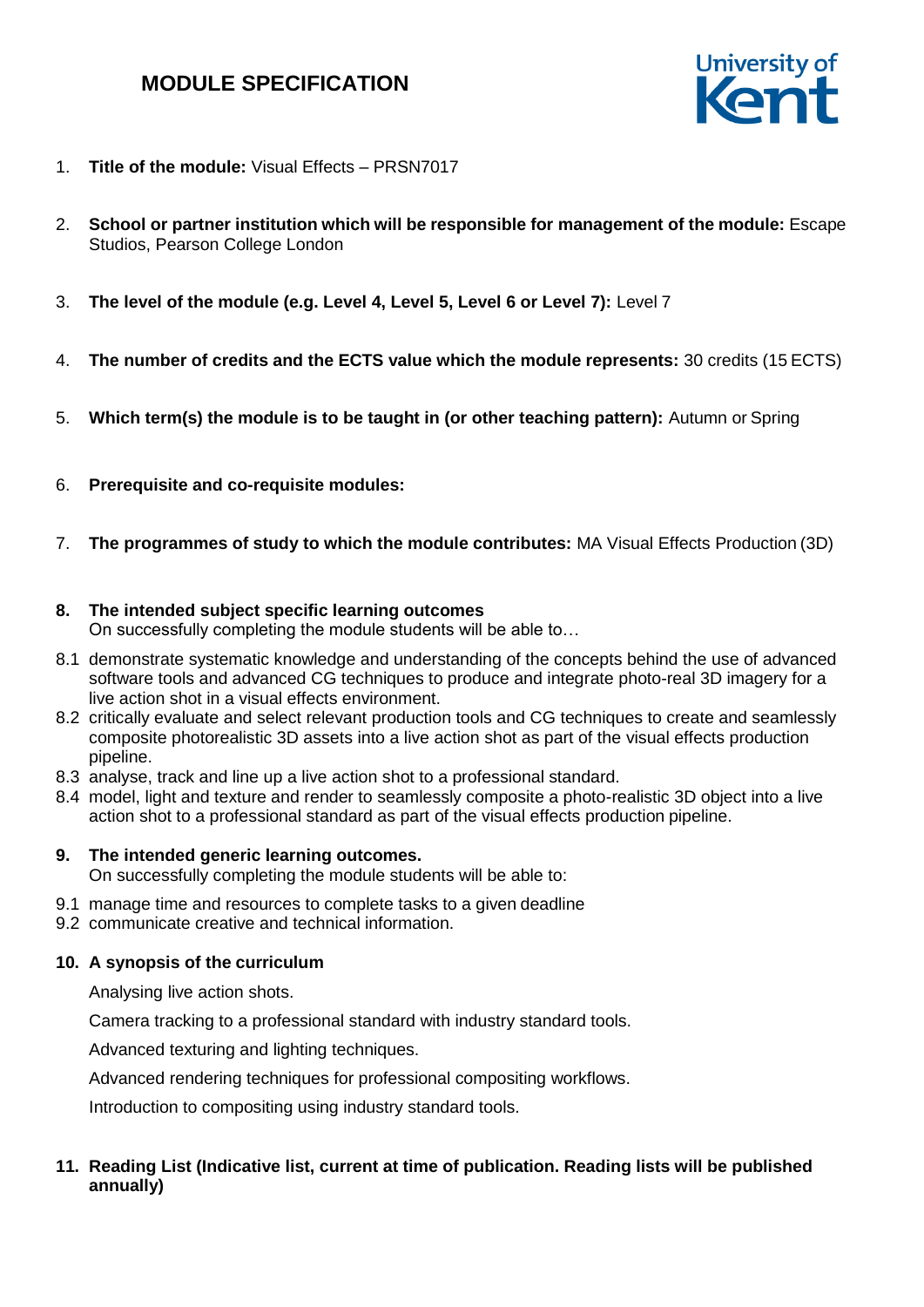# MODULE SPECIFICATION

University of Kent

1. **Title of the module:** Visual Effects – PRSN7017

2. **School or partner institution which will be responsible for management of the module:** Escape Studios, Pearson College London

3. **The level of the module (e.g. Level 4, Level 5, Level 6 or Level 7):** Level 7

4. **The number of credits and the ECTS value which the module represents:** 30 credits (15 ECTS)

5. **Which term(s) the module is to be taught in (or other teaching pattern):** Autumn or Spring

6. **Prerequisite and co-requisite modules:**

7. **The programmes of study to which the module contributes:** MA Visual Effects Production (3D)

8. **The intended subject specific learning outcomes**
   On successfully completing the module students will be able to…

8.1 demonstrate systematic knowledge and understanding of the concepts behind the use of advanced software tools and advanced CG techniques to produce and integrate photo-real 3D imagery for a live action shot in a visual effects environment.
8.2 critically evaluate and select relevant production tools and CG techniques to create and seamlessly composite photorealistic 3D assets into a live action shot as part of the visual effects production pipeline.
8.3 analyse, track and line up a live action shot to a professional standard.
8.4 model, light and texture and render to seamlessly composite a photo-realistic 3D object into a live action shot to a professional standard as part of the visual effects production pipeline.

9. **The intended generic learning outcomes.**
   On successfully completing the module students will be able to:

9.1 manage time and resources to complete tasks to a given deadline
9.2 communicate creative and technical information.

10. **A synopsis of the curriculum**

Analysing live action shots.

Camera tracking to a professional standard with industry standard tools.

Advanced texturing and lighting techniques.

Advanced rendering techniques for professional compositing workflows.

Introduction to compositing using industry standard tools.

11. **Reading List (Indicative list, current at time of publication. Reading lists will be published annually)**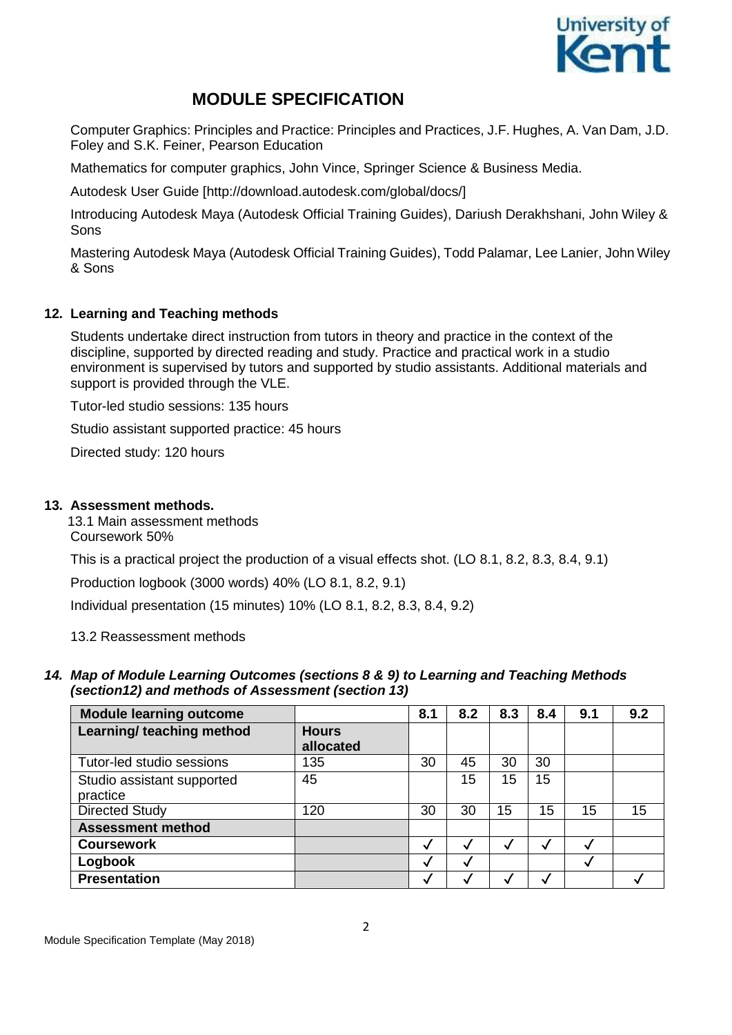# MODULE SPECIFICATION

Computer Graphics: Principles and Practice: Principles and Practices, J.F. Hughes, A. Van Dam, J.D. Foley and S.K. Feiner, Pearson Education

Mathematics for computer graphics, John Vince, Springer Science & Business Media.

Autodesk User Guide [http://download.autodesk.com/global/docs/]

Introducing Autodesk Maya (Autodesk Official Training Guides), Dariush Derakhshani, John Wiley & Sons

Mastering Autodesk Maya (Autodesk Official Training Guides), Todd Palamar, Lee Lanier, John Wiley & Sons

### 12. Learning and Teaching methods

Students undertake direct instruction from tutors in theory and practice in the context of the discipline, supported by directed reading and study. Practice and practical work in a studio environment is supervised by tutors and supported by studio assistants. Additional materials and support is provided through the VLE.

Tutor-led studio sessions: 135 hours

Studio assistant supported practice: 45 hours

Directed study: 120 hours

### 13. Assessment methods.

13.1 Main assessment methods

Coursework 50%

This is a practical project the production of a visual effects shot. (LO 8.1, 8.2, 8.3, 8.4, 9.1)

Production logbook (3000 words) 40% (LO 8.1, 8.2, 9.1)

Individual presentation (15 minutes) 10% (LO 8.1, 8.2, 8.3, 8.4, 9.2)

13.2 Reassessment methods

### *14. Map of Module Learning Outcomes (sections 8 & 9) to Learning and Teaching Methods (section12) and methods of Assessment (section 13)*

| **Module learning outcome** | | 8.1 | 8.2 | 8.3 | 8.4 | 9.1 | 9.2 |
|---|---|---|---|---|---|---|---|
| **Learning/ teaching method** | **Hours allocated** | | | | | | |
| Tutor-led studio sessions | 135 | 30 | 45 | 30 | 30 | | |
| Studio assistant supported practice | 45 | | 15 | 15 | 15 | | |
| Directed Study | 120 | 30 | 30 | 15 | 15 | 15 | 15 |
| **Assessment method** | | | | | | | |
| **Coursework** | | ✓ | ✓ | ✓ | ✓ | ✓ | |
| **Logbook** | | ✓ | ✓ | | | ✓ | |
| **Presentation** | | ✓ | ✓ | ✓ | ✓ | | ✓ |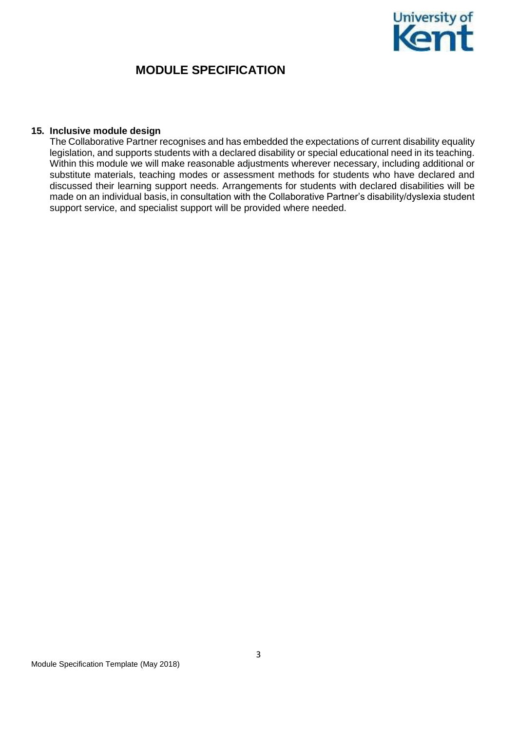# MODULE SPECIFICATION

**15. Inclusive module design**

The Collaborative Partner recognises and has embedded the expectations of current disability equality legislation, and supports students with a declared disability or special educational need in its teaching. Within this module we will make reasonable adjustments wherever necessary, including additional or substitute materials, teaching modes or assessment methods for students who have declared and discussed their learning support needs. Arrangements for students with declared disabilities will be made on an individual basis, in consultation with the Collaborative Partner's disability/dyslexia student support service, and specialist support will be provided where needed.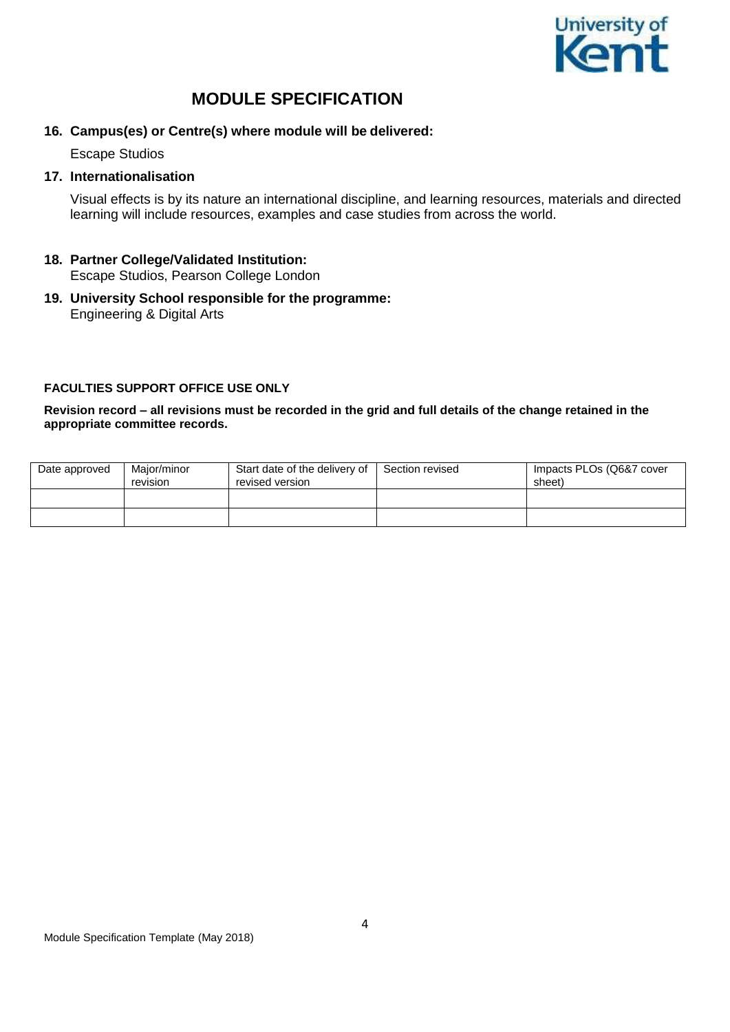# MODULE SPECIFICATION

**16. Campus(es) or Centre(s) where module will be delivered:**

Escape Studios

**17. Internationalisation**

Visual effects is by its nature an international discipline, and learning resources, materials and directed learning will include resources, examples and case studies from across the world.

**18. Partner College/Validated Institution:**
Escape Studios, Pearson College London

**19. University School responsible for the programme:**
Engineering & Digital Arts

**FACULTIES SUPPORT OFFICE USE ONLY**

**Revision record – all revisions must be recorded in the grid and full details of the change retained in the appropriate committee records.**

| Date approved | Major/minor revision | Start date of the delivery of revised version | Section revised | Impacts PLOs (Q6&7 cover sheet) |
|---|---|---|---|---|
| | | | | |
| | | | | |

Module Specification Template (May 2018)